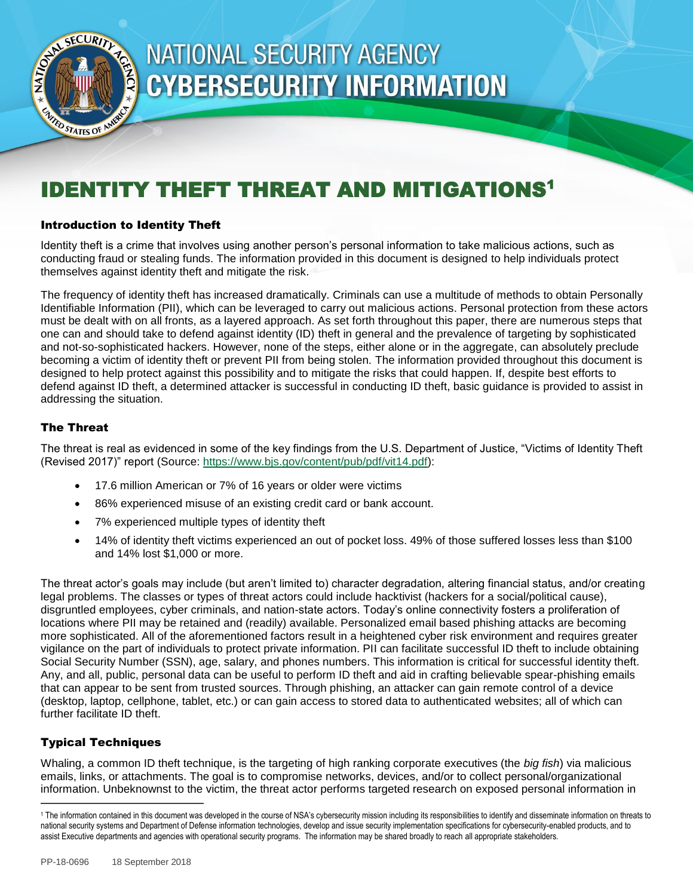# NATIONAL SECURITY AGENCY CYBERSECURITY INFORMATION

# IDENTITY THEFT THREAT AND MITIGATIONS[1]

## Introduction to Identity Theft

Identity theft is a crime that involves using another person's personal information to take malicious actions, such as conducting fraud or stealing funds. The information provided in this document is designed to help individuals protect themselves against identity theft and mitigate the risk.

The frequency of identity theft has increased dramatically. Criminals can use a multitude of methods to obtain Personally Identifiable Information (PII), which can be leveraged to carry out malicious actions. Personal protection from these actors must be dealt with on all fronts, as a layered approach. As set forth throughout this paper, there are numerous steps that one can and should take to defend against identity (ID) theft in general and the prevalence of targeting by sophisticated and not-so-sophisticated hackers. However, none of the steps, either alone or in the aggregate, can absolutely preclude becoming a victim of identity theft or prevent PII from being stolen. The information provided throughout this document is designed to help protect against this possibility and to mitigate the risks that could happen. If, despite best efforts to defend against ID theft, a determined attacker is successful in conducting ID theft, basic guidance is provided to assist in addressing the situation.

## The Threat

The threat is real as evidenced in some of the key findings from the U.S. Department of Justice, "Victims of Identity Theft (Revised 2017)" report (Source: https://www.bjs.gov/content/pub/pdf/vit14.pdf):

- 17.6 million American or 7% of 16 years or older were victims
- 86% experienced misuse of an existing credit card or bank account.
- 7% experienced multiple types of identity theft
- 14% of identity theft victims experienced an out of pocket loss. 49% of those suffered losses less than $100 and 14% lost $1,000 or more.

The threat actor's goals may include (but aren't limited to) character degradation, altering financial status, and/or creating legal problems. The classes or types of threat actors could include hacktivist (hackers for a social/political cause), disgruntled employees, cyber criminals, and nation-state actors. Today's online connectivity fosters a proliferation of locations where PII may be retained and (readily) available. Personalized email based phishing attacks are becoming more sophisticated. All of the aforementioned factors result in a heightened cyber risk environment and requires greater vigilance on the part of individuals to protect private information. PII can facilitate successful ID theft to include obtaining Social Security Number (SSN), age, salary, and phones numbers. This information is critical for successful identity theft. Any, and all, public, personal data can be useful to perform ID theft and aid in crafting believable spear-phishing emails that can appear to be sent from trusted sources. Through phishing, an attacker can gain remote control of a device (desktop, laptop, cellphone, tablet, etc.) or can gain access to stored data to authenticated websites; all of which can further facilitate ID theft.

## Typical Techniques

Whaling, a common ID theft technique, is the targeting of high ranking corporate executives (the *big fish*) via malicious emails, links, or attachments. The goal is to compromise networks, devices, and/or to collect personal/organizational information. Unbeknownst to the victim, the threat actor performs targeted research on exposed personal information in

[1] The information contained in this document was developed in the course of NSA's cybersecurity mission including its responsibilities to identify and disseminate information on threats to national security systems and Department of Defense information technologies, develop and issue security implementation specifications for cybersecurity-enabled products, and to assist Executive departments and agencies with operational security programs. The information may be shared broadly to reach all appropriate stakeholders.

PP-18-0696 18 September 2018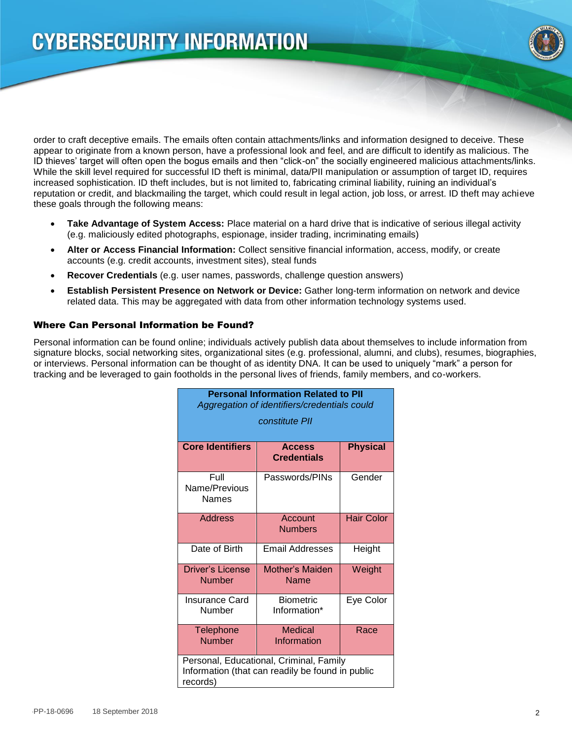order to craft deceptive emails. The emails often contain attachments/links and information designed to deceive. These appear to originate from a known person, have a professional look and feel, and are difficult to identify as malicious. The ID thieves' target will often open the bogus emails and then "click-on" the socially engineered malicious attachments/links. While the skill level required for successful ID theft is minimal, data/PII manipulation or assumption of target ID, requires increased sophistication. ID theft includes, but is not limited to, fabricating criminal liability, ruining an individual's reputation or credit, and blackmailing the target, which could result in legal action, job loss, or arrest. ID theft may achieve these goals through the following means:

- **Take Advantage of System Access:** Place material on a hard drive that is indicative of serious illegal activity (e.g. maliciously edited photographs, espionage, insider trading, incriminating emails)
- **Alter or Access Financial Information:** Collect sensitive financial information, access, modify, or create accounts (e.g. credit accounts, investment sites), steal funds
- **Recover Credentials** (e.g. user names, passwords, challenge question answers)
- **Establish Persistent Presence on Network or Device:** Gather long-term information on network and device related data. This may be aggregated with data from other information technology systems used.

### Where Can Personal Information be Found?

Personal information can be found online; individuals actively publish data about themselves to include information from signature blocks, social networking sites, organizational sites (e.g. professional, alumni, and clubs), resumes, biographies, or interviews. Personal information can be thought of as identity DNA. It can be used to uniquely "mark" a person for tracking and be leveraged to gain footholds in the personal lives of friends, family members, and co-workers.

| **Personal Information Related to PII** *Aggregation of identifiers/credentials could constitute PII* | | |
|---|---|---|
| **Core Identifiers** | **Access Credentials** | **Physical** |
| Full Name/Previous Names | Passwords/PINs | Gender |
| Address | Account Numbers | Hair Color |
| Date of Birth | Email Addresses | Height |
| Driver's License Number | Mother's Maiden Name | Weight |
| Insurance Card Number | Biometric Information* | Eye Color |
| Telephone Number | Medical Information | Race |
| Personal, Educational, Criminal, Family Information (that can readily be found in public records) | | |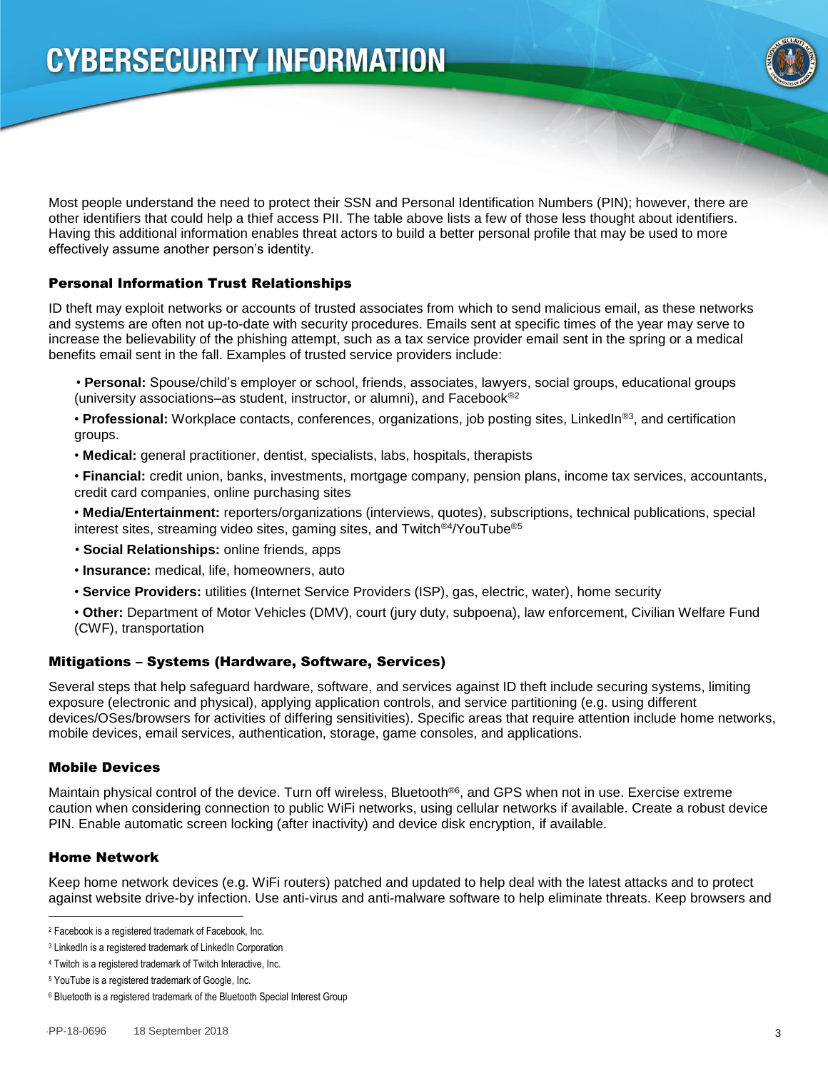Most people understand the need to protect their SSN and Personal Identification Numbers (PIN); however, there are other identifiers that could help a thief access PII. The table above lists a few of those less thought about identifiers. Having this additional information enables threat actors to build a better personal profile that may be used to more effectively assume another person's identity.

## Personal Information Trust Relationships

ID theft may exploit networks or accounts of trusted associates from which to send malicious email, as these networks and systems are often not up-to-date with security procedures. Emails sent at specific times of the year may serve to increase the believability of the phishing attempt, such as a tax service provider email sent in the spring or a medical benefits email sent in the fall. Examples of trusted service providers include:

- **Personal:** Spouse/child's employer or school, friends, associates, lawyers, social groups, educational groups (university associations–as student, instructor, or alumni), and Facebook®[2]
- **Professional:** Workplace contacts, conferences, organizations, job posting sites, LinkedIn®[3], and certification groups.
- **Medical:** general practitioner, dentist, specialists, labs, hospitals, therapists
- **Financial:** credit union, banks, investments, mortgage company, pension plans, income tax services, accountants, credit card companies, online purchasing sites
- **Media/Entertainment:** reporters/organizations (interviews, quotes), subscriptions, technical publications, special interest sites, streaming video sites, gaming sites, and Twitch®[4]/YouTube®[5]
- **Social Relationships:** online friends, apps
- **Insurance:** medical, life, homeowners, auto
- **Service Providers:** utilities (Internet Service Providers (ISP), gas, electric, water), home security
- **Other:** Department of Motor Vehicles (DMV), court (jury duty, subpoena), law enforcement, Civilian Welfare Fund (CWF), transportation

## Mitigations – Systems (Hardware, Software, Services)

Several steps that help safeguard hardware, software, and services against ID theft include securing systems, limiting exposure (electronic and physical), applying application controls, and service partitioning (e.g. using different devices/OSes/browsers for activities of differing sensitivities). Specific areas that require attention include home networks, mobile devices, email services, authentication, storage, game consoles, and applications.

## Mobile Devices

Maintain physical control of the device. Turn off wireless, Bluetooth®[6], and GPS when not in use. Exercise extreme caution when considering connection to public WiFi networks, using cellular networks if available. Create a robust device PIN. Enable automatic screen locking (after inactivity) and device disk encryption, if available.

## Home Network

Keep home network devices (e.g. WiFi routers) patched and updated to help deal with the latest attacks and to protect against website drive-by infection. Use anti-virus and anti-malware software to help eliminate threats. Keep browsers and

---

[2] Facebook is a registered trademark of Facebook, Inc.

[3] LinkedIn is a registered trademark of LinkedIn Corporation

[4] Twitch is a registered trademark of Twitch Interactive, Inc.

[5] YouTube is a registered trademark of Google, Inc.

[6] Bluetooth is a registered trademark of the Bluetooth Special Interest Group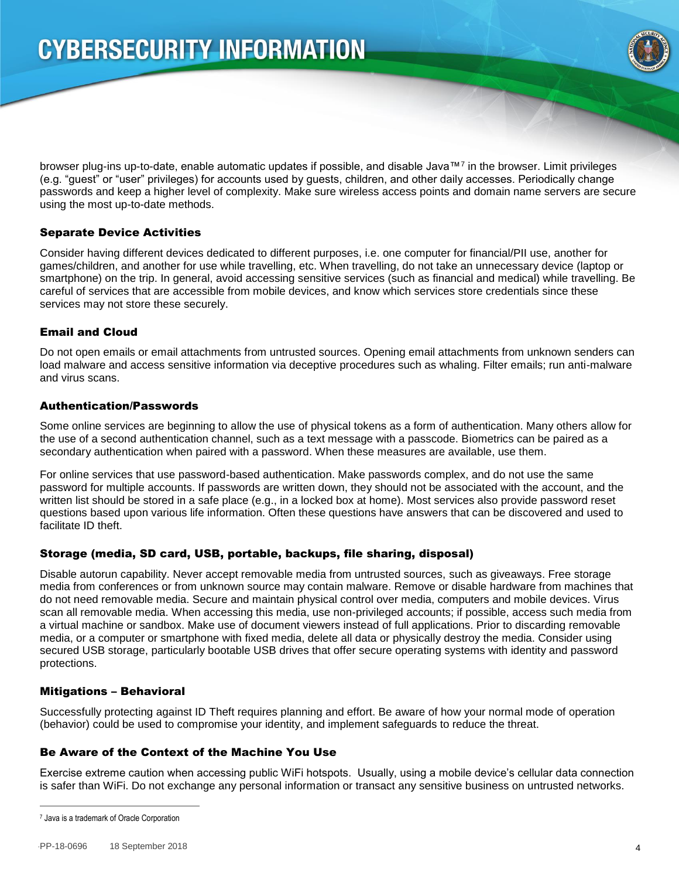browser plug-ins up-to-date, enable automatic updates if possible, and disable Java™[7] in the browser. Limit privileges (e.g. "guest" or "user" privileges) for accounts used by guests, children, and other daily accesses. Periodically change passwords and keep a higher level of complexity. Make sure wireless access points and domain name servers are secure using the most up-to-date methods.

### Separate Device Activities

Consider having different devices dedicated to different purposes, i.e. one computer for financial/PII use, another for games/children, and another for use while travelling, etc. When travelling, do not take an unnecessary device (laptop or smartphone) on the trip. In general, avoid accessing sensitive services (such as financial and medical) while travelling. Be careful of services that are accessible from mobile devices, and know which services store credentials since these services may not store these securely.

### Email and Cloud

Do not open emails or email attachments from untrusted sources. Opening email attachments from unknown senders can load malware and access sensitive information via deceptive procedures such as whaling. Filter emails; run anti-malware and virus scans.

### Authentication/Passwords

Some online services are beginning to allow the use of physical tokens as a form of authentication. Many others allow for the use of a second authentication channel, such as a text message with a passcode. Biometrics can be paired as a secondary authentication when paired with a password. When these measures are available, use them.

For online services that use password-based authentication. Make passwords complex, and do not use the same password for multiple accounts. If passwords are written down, they should not be associated with the account, and the written list should be stored in a safe place (e.g., in a locked box at home). Most services also provide password reset questions based upon various life information. Often these questions have answers that can be discovered and used to facilitate ID theft.

### Storage (media, SD card, USB, portable, backups, file sharing, disposal)

Disable autorun capability. Never accept removable media from untrusted sources, such as giveaways. Free storage media from conferences or from unknown source may contain malware. Remove or disable hardware from machines that do not need removable media. Secure and maintain physical control over media, computers and mobile devices. Virus scan all removable media. When accessing this media, use non-privileged accounts; if possible, access such media from a virtual machine or sandbox. Make use of document viewers instead of full applications. Prior to discarding removable media, or a computer or smartphone with fixed media, delete all data or physically destroy the media. Consider using secured USB storage, particularly bootable USB drives that offer secure operating systems with identity and password protections.

### Mitigations – Behavioral

Successfully protecting against ID Theft requires planning and effort. Be aware of how your normal mode of operation (behavior) could be used to compromise your identity, and implement safeguards to reduce the threat.

### Be Aware of the Context of the Machine You Use

Exercise extreme caution when accessing public WiFi hotspots. Usually, using a mobile device's cellular data connection is safer than WiFi. Do not exchange any personal information or transact any sensitive business on untrusted networks.

---

[7] Java is a trademark of Oracle Corporation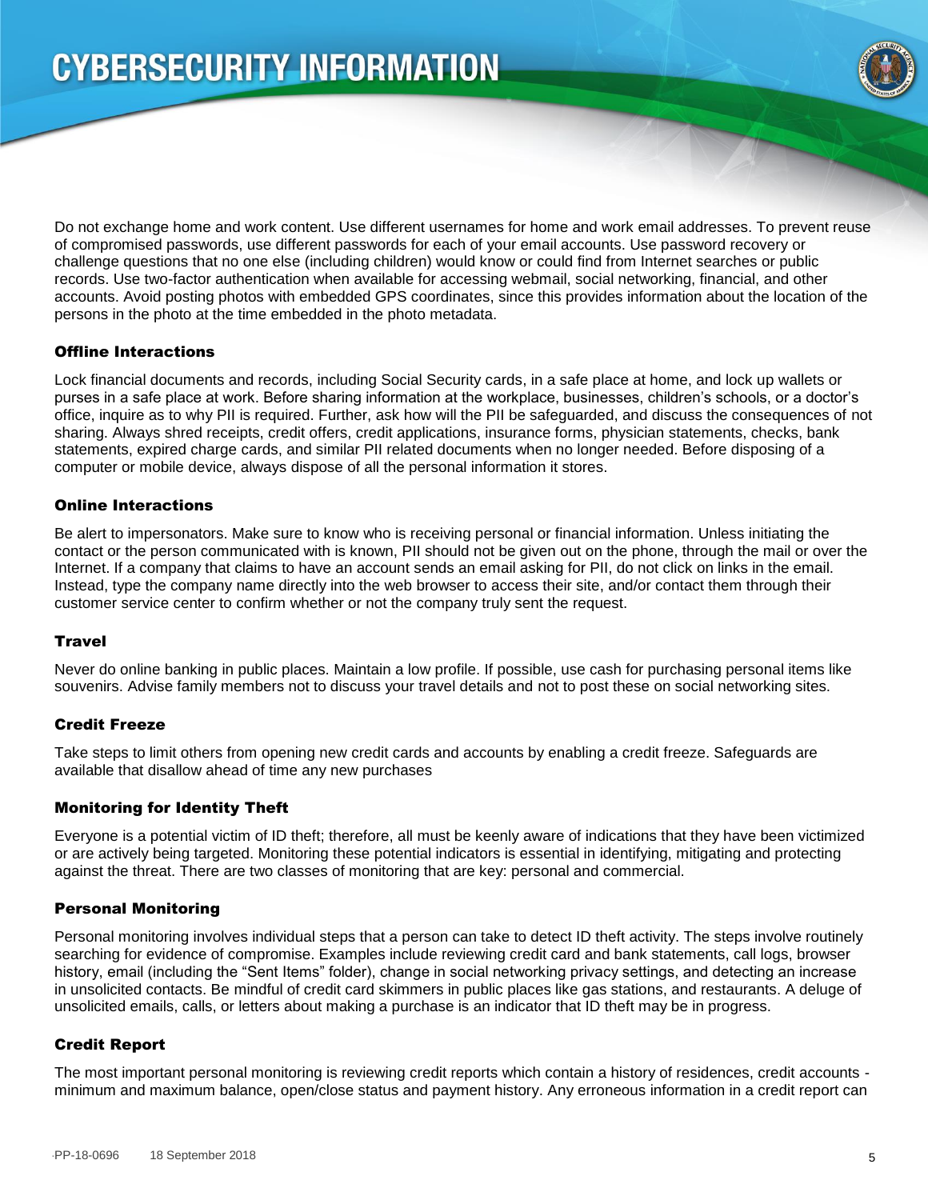Do not exchange home and work content. Use different usernames for home and work email addresses. To prevent reuse of compromised passwords, use different passwords for each of your email accounts. Use password recovery or challenge questions that no one else (including children) would know or could find from Internet searches or public records. Use two-factor authentication when available for accessing webmail, social networking, financial, and other accounts. Avoid posting photos with embedded GPS coordinates, since this provides information about the location of the persons in the photo at the time embedded in the photo metadata.

### Offline Interactions

Lock financial documents and records, including Social Security cards, in a safe place at home, and lock up wallets or purses in a safe place at work. Before sharing information at the workplace, businesses, children's schools, or a doctor's office, inquire as to why PII is required. Further, ask how will the PII be safeguarded, and discuss the consequences of not sharing. Always shred receipts, credit offers, credit applications, insurance forms, physician statements, checks, bank statements, expired charge cards, and similar PII related documents when no longer needed. Before disposing of a computer or mobile device, always dispose of all the personal information it stores.

### Online Interactions

Be alert to impersonators. Make sure to know who is receiving personal or financial information. Unless initiating the contact or the person communicated with is known, PII should not be given out on the phone, through the mail or over the Internet. If a company that claims to have an account sends an email asking for PII, do not click on links in the email. Instead, type the company name directly into the web browser to access their site, and/or contact them through their customer service center to confirm whether or not the company truly sent the request.

### Travel

Never do online banking in public places. Maintain a low profile. If possible, use cash for purchasing personal items like souvenirs. Advise family members not to discuss your travel details and not to post these on social networking sites.

### Credit Freeze

Take steps to limit others from opening new credit cards and accounts by enabling a credit freeze. Safeguards are available that disallow ahead of time any new purchases

### Monitoring for Identity Theft

Everyone is a potential victim of ID theft; therefore, all must be keenly aware of indications that they have been victimized or are actively being targeted. Monitoring these potential indicators is essential in identifying, mitigating and protecting against the threat. There are two classes of monitoring that are key: personal and commercial.

### Personal Monitoring

Personal monitoring involves individual steps that a person can take to detect ID theft activity. The steps involve routinely searching for evidence of compromise. Examples include reviewing credit card and bank statements, call logs, browser history, email (including the "Sent Items" folder), change in social networking privacy settings, and detecting an increase in unsolicited contacts. Be mindful of credit card skimmers in public places like gas stations, and restaurants. A deluge of unsolicited emails, calls, or letters about making a purchase is an indicator that ID theft may be in progress.

### Credit Report

The most important personal monitoring is reviewing credit reports which contain a history of residences, credit accounts - minimum and maximum balance, open/close status and payment history. Any erroneous information in a credit report can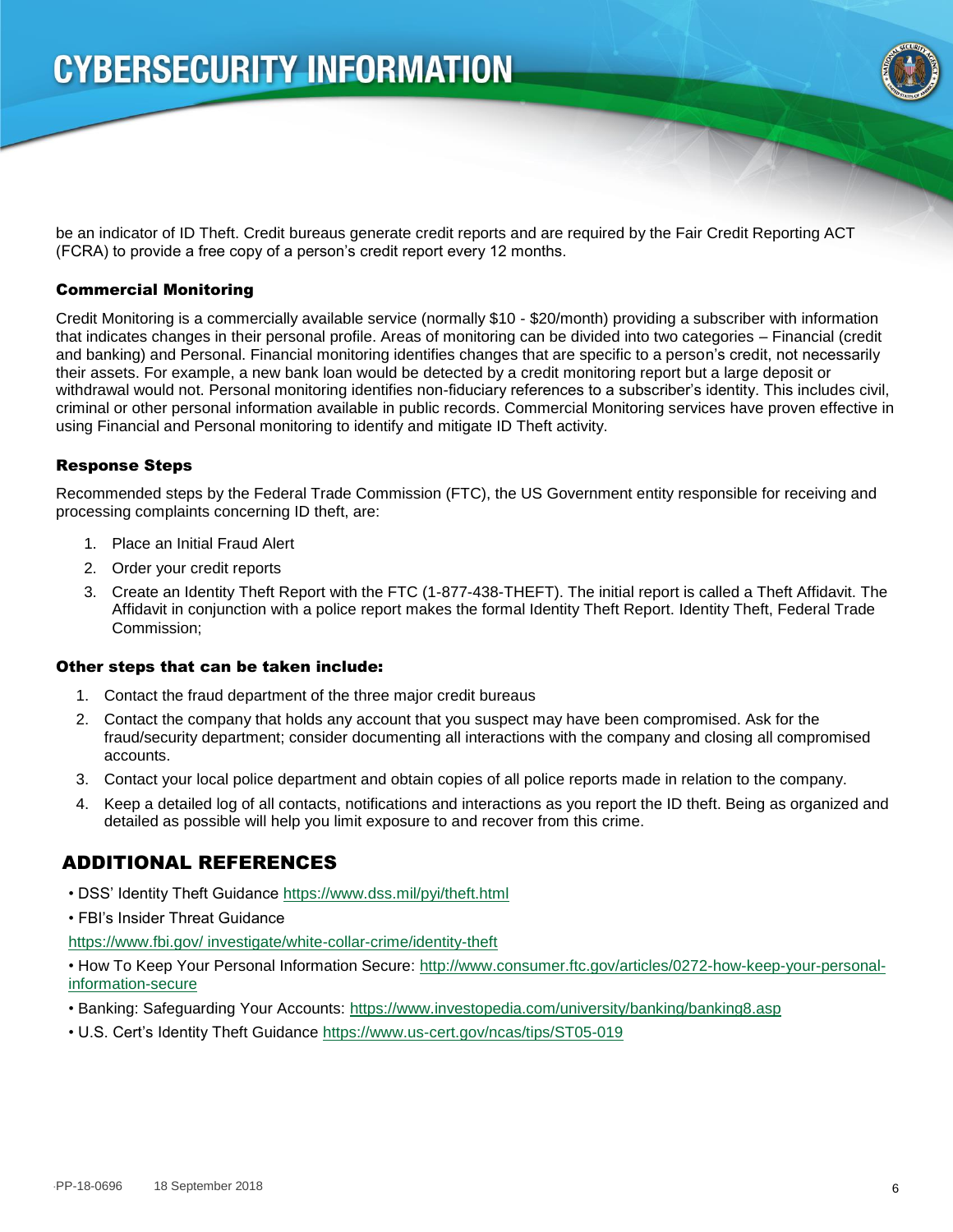be an indicator of ID Theft. Credit bureaus generate credit reports and are required by the Fair Credit Reporting ACT (FCRA) to provide a free copy of a person's credit report every 12 months.

### Commercial Monitoring

Credit Monitoring is a commercially available service (normally $10 - $20/month) providing a subscriber with information that indicates changes in their personal profile. Areas of monitoring can be divided into two categories – Financial (credit and banking) and Personal. Financial monitoring identifies changes that are specific to a person's credit, not necessarily their assets. For example, a new bank loan would be detected by a credit monitoring report but a large deposit or withdrawal would not. Personal monitoring identifies non-fiduciary references to a subscriber's identity. This includes civil, criminal or other personal information available in public records. Commercial Monitoring services have proven effective in using Financial and Personal monitoring to identify and mitigate ID Theft activity.

### Response Steps

Recommended steps by the Federal Trade Commission (FTC), the US Government entity responsible for receiving and processing complaints concerning ID theft, are:

1. Place an Initial Fraud Alert
2. Order your credit reports
3. Create an Identity Theft Report with the FTC (1-877-438-THEFT). The initial report is called a Theft Affidavit. The Affidavit in conjunction with a police report makes the formal Identity Theft Report. Identity Theft, Federal Trade Commission;

### Other steps that can be taken include:

1. Contact the fraud department of the three major credit bureaus
2. Contact the company that holds any account that you suspect may have been compromised. Ask for the fraud/security department; consider documenting all interactions with the company and closing all compromised accounts.
3. Contact your local police department and obtain copies of all police reports made in relation to the company.
4. Keep a detailed log of all contacts, notifications and interactions as you report the ID theft. Being as organized and detailed as possible will help you limit exposure to and recover from this crime.

## ADDITIONAL REFERENCES

- DSS' Identity Theft Guidance https://www.dss.mil/pyi/theft.html
- FBI's Insider Threat Guidance

https://www.fbi.gov/ investigate/white-collar-crime/identity-theft

- How To Keep Your Personal Information Secure: http://www.consumer.ftc.gov/articles/0272-how-keep-your-personal-information-secure
- Banking: Safeguarding Your Accounts: https://www.investopedia.com/university/banking/banking8.asp
- U.S. Cert's Identity Theft Guidance https://www.us-cert.gov/ncas/tips/ST05-019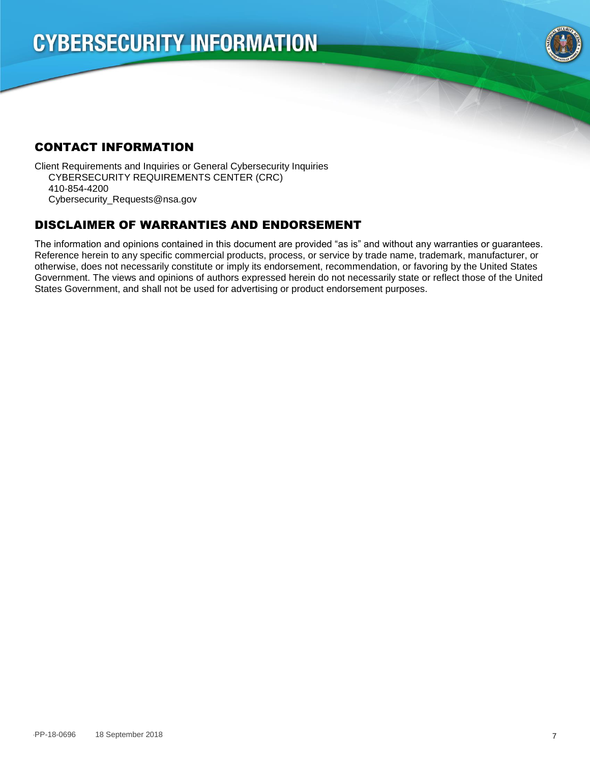## CONTACT INFORMATION

Client Requirements and Inquiries or General Cybersecurity Inquiries
CYBERSECURITY REQUIREMENTS CENTER (CRC)
410-854-4200
Cybersecurity_Requests@nsa.gov

## DISCLAIMER OF WARRANTIES AND ENDORSEMENT

The information and opinions contained in this document are provided "as is" and without any warranties or guarantees. Reference herein to any specific commercial products, process, or service by trade name, trademark, manufacturer, or otherwise, does not necessarily constitute or imply its endorsement, recommendation, or favoring by the United States Government. The views and opinions of authors expressed herein do not necessarily state or reflect those of the United States Government, and shall not be used for advertising or product endorsement purposes.